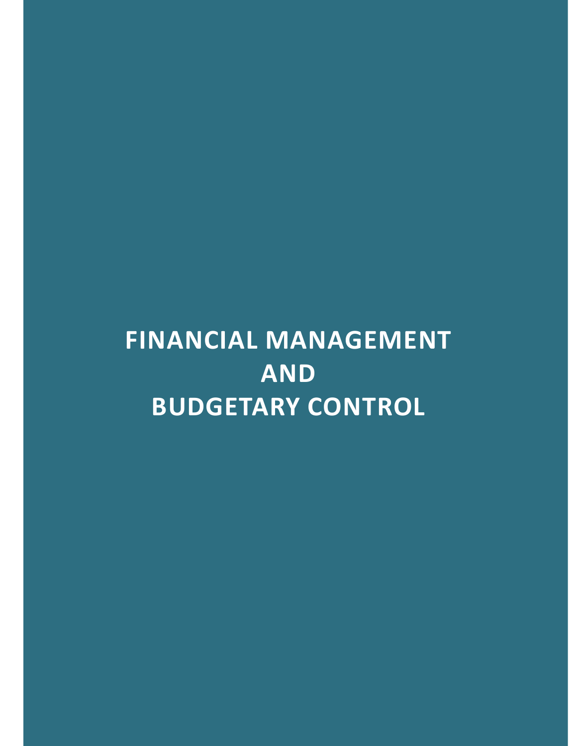# FINANCIAL MANAGEMENT AND BUDGETARY CONTROL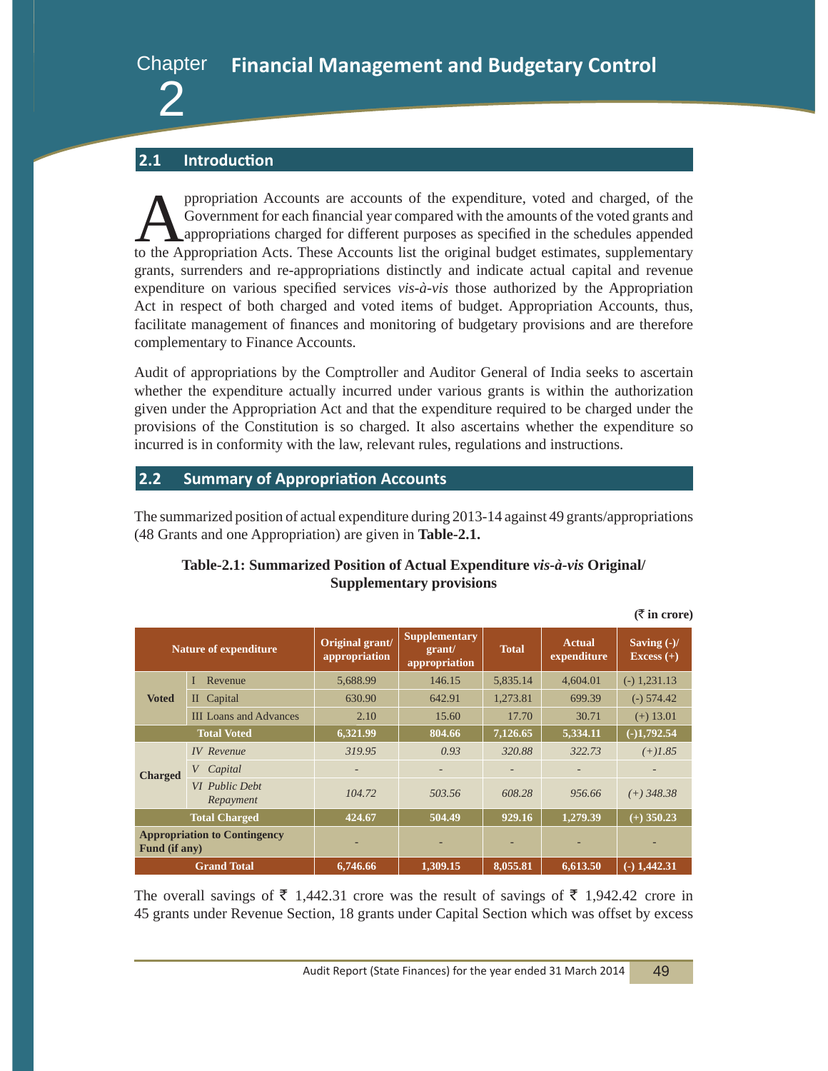# Chapter 2 Financial Management and Budgetary Control

## 2.1 Introduction

Appropriation Accounts are accounts of the expenditure, voted and charged, of the Government for each financial year compared with the amounts of the voted grants and appropriations charged for different purposes as specified in the schedules appended to the Appropriation Acts. These Accounts list the original budget estimates, supplementary grants, surrenders and re-appropriations distinctly and indicate actual capital and revenue expenditure on various specified services *vis-à-vis* those authorized by the Appropriation Act in respect of both charged and voted items of budget. Appropriation Accounts, thus, facilitate management of finances and monitoring of budgetary provisions and are therefore complementary to Finance Accounts.

Audit of appropriations by the Comptroller and Auditor General of India seeks to ascertain whether the expenditure actually incurred under various grants is within the authorization given under the Appropriation Act and that the expenditure required to be charged under the provisions of the Constitution is so charged. It also ascertains whether the expenditure so incurred is in conformity with the law, relevant rules, regulations and instructions.

## 2.2 Summary of Appropriation Accounts

The summarized position of actual expenditure during 2013-14 against 49 grants/appropriations (48 Grants and one Appropriation) are given in **Table-2.1.**

**Table-2.1: Summarized Position of Actual Expenditure *vis-à-vis* Original/ Supplementary provisions**

**(₹ in crore)**

| Nature of expenditure | | Original grant/ appropriation | Supplementary grant/ appropriation | Total | Actual expenditure | Saving (-)/ Excess (+) |
|---|---|---|---|---|---|---|
| Voted | I Revenue | 5,688.99 | 146.15 | 5,835.14 | 4,604.01 | (-) 1,231.13 |
| | II Capital | 630.90 | 642.91 | 1,273.81 | 699.39 | (-) 574.42 |
| | III Loans and Advances | 2.10 | 15.60 | 17.70 | 30.71 | (+) 13.01 |
| **Total Voted** | | **6,321.99** | **804.66** | **7,126.65** | **5,334.11** | **(-)1,792.54** |
| Charged | *IV Revenue* | *319.95* | *0.93* | *320.88* | *322.73* | *(+)1.85* |
| | *V Capital* | - | - | - | - | - |
| | *VI Public Debt Repayment* | *104.72* | *503.56* | *608.28* | *956.66* | *(+) 348.38* |
| **Total Charged** | | **424.67** | **504.49** | **929.16** | **1,279.39** | **(+) 350.23** |
| **Appropriation to Contingency Fund (if any)** | | - | - | - | - | - |
| **Grand Total** | | **6,746.66** | **1,309.15** | **8,055.81** | **6,613.50** | **(-) 1,442.31** |

The overall savings of ₹ 1,442.31 crore was the result of savings of ₹ 1,942.42 crore in 45 grants under Revenue Section, 18 grants under Capital Section which was offset by excess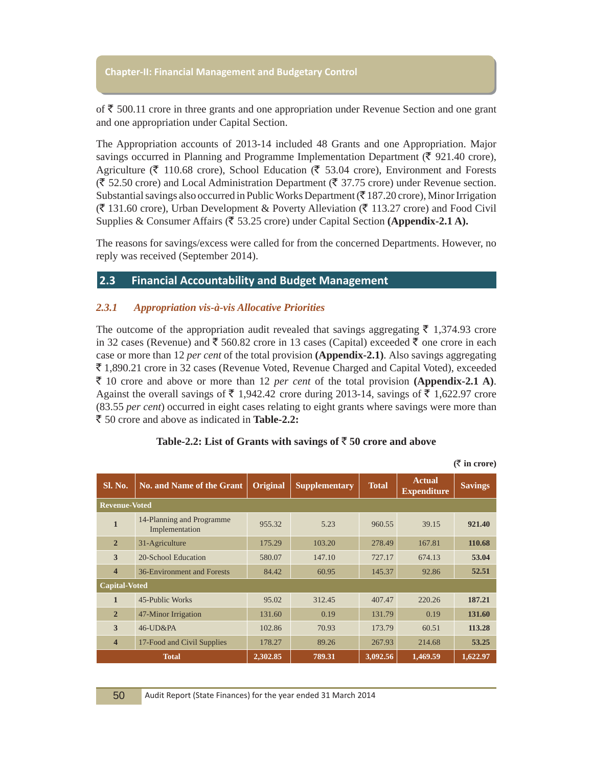of ₹ 500.11 crore in three grants and one appropriation under Revenue Section and one grant and one appropriation under Capital Section.

The Appropriation accounts of 2013-14 included 48 Grants and one Appropriation. Major savings occurred in Planning and Programme Implementation Department (₹ 921.40 crore), Agriculture (₹ 110.68 crore), School Education (₹ 53.04 crore), Environment and Forests (₹ 52.50 crore) and Local Administration Department (₹ 37.75 crore) under Revenue section. Substantial savings also occurred in Public Works Department (₹ 187.20 crore), Minor Irrigation (₹ 131.60 crore), Urban Development & Poverty Alleviation (₹ 113.27 crore) and Food Civil Supplies & Consumer Affairs (₹ 53.25 crore) under Capital Section **(Appendix-2.1 A).**

The reasons for savings/excess were called for from the concerned Departments. However, no reply was received (September 2014).

## 2.3 Financial Accountability and Budget Management

### *2.3.1 Appropriation vis-à-vis Allocative Priorities*

The outcome of the appropriation audit revealed that savings aggregating ₹ 1,374.93 crore in 32 cases (Revenue) and ₹ 560.82 crore in 13 cases (Capital) exceeded ₹ one crore in each case or more than 12 *per cent* of the total provision **(Appendix-2.1)**. Also savings aggregating ₹ 1,890.21 crore in 32 cases (Revenue Voted, Revenue Charged and Capital Voted), exceeded ₹ 10 crore and above or more than 12 *per cent* of the total provision **(Appendix-2.1 A)**. Against the overall savings of ₹ 1,942.42 crore during 2013-14, savings of ₹ 1,622.97 crore (83.55 *per cent*) occurred in eight cases relating to eight grants where savings were more than ₹ 50 crore and above as indicated in **Table-2.2:**

**Table-2.2: List of Grants with savings of ₹ 50 crore and above**

**(₹ in crore)**

| Sl. No. | No. and Name of the Grant | Original | Supplementary | Total | Actual Expenditure | Savings |
|---|---|---|---|---|---|---|
| **Revenue-Voted** | | | | | | |
| **1** | 14-Planning and Programme Implementation | 955.32 | 5.23 | 960.55 | 39.15 | **921.40** |
| **2** | 31-Agriculture | 175.29 | 103.20 | 278.49 | 167.81 | **110.68** |
| **3** | 20-School Education | 580.07 | 147.10 | 727.17 | 674.13 | **53.04** |
| **4** | 36-Environment and Forests | 84.42 | 60.95 | 145.37 | 92.86 | **52.51** |
| **Capital-Voted** | | | | | | |
| **1** | 45-Public Works | 95.02 | 312.45 | 407.47 | 220.26 | **187.21** |
| **2** | 47-Minor Irrigation | 131.60 | 0.19 | 131.79 | 0.19 | **131.60** |
| **3** | 46-UD&PA | 102.86 | 70.93 | 173.79 | 60.51 | **113.28** |
| **4** | 17-Food and Civil Supplies | 178.27 | 89.26 | 267.93 | 214.68 | **53.25** |
| **Total** | | **2,302.85** | **789.31** | **3,092.56** | **1,469.59** | **1,622.97** |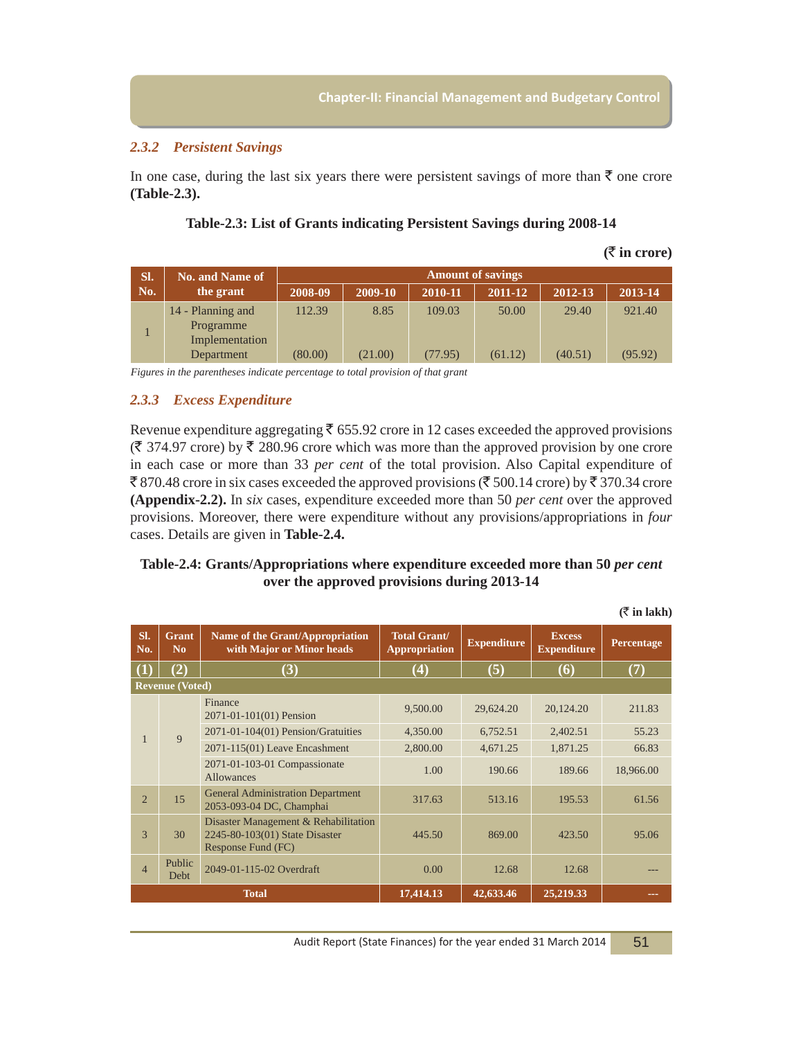### 2.3.2 *Persistent Savings*

In one case, during the last six years there were persistent savings of more than ₹ one crore **(Table-2.3).**

**Table-2.3: List of Grants indicating Persistent Savings during 2008-14**

**(₹ in crore)**

| Sl. No. | No. and Name of the grant | Amount of savings | | | | | |
|---|---|---|---|---|---|---|---|
| | | 2008-09 | 2009-10 | 2010-11 | 2011-12 | 2012-13 | 2013-14 |
| 1 | 14 - Planning and Programme Implementation Department | 112.39 (80.00) | 8.85 (21.00) | 109.03 (77.95) | 50.00 (61.12) | 29.40 (40.51) | 921.40 (95.92) |

*Figures in the parentheses indicate percentage to total provision of that grant*

### 2.3.3 *Excess Expenditure*

Revenue expenditure aggregating ₹ 655.92 crore in 12 cases exceeded the approved provisions (₹ 374.97 crore) by ₹ 280.96 crore which was more than the approved provision by one crore in each case or more than 33 *per cent* of the total provision. Also Capital expenditure of ₹ 870.48 crore in six cases exceeded the approved provisions (₹ 500.14 crore) by ₹ 370.34 crore **(Appendix-2.2).** In *six* cases, expenditure exceeded more than 50 *per cent* over the approved provisions. Moreover, there were expenditure without any provisions/appropriations in *four* cases. Details are given in **Table-2.4.**

**Table-2.4: Grants/Appropriations where expenditure exceeded more than 50 *per cent* over the approved provisions during 2013-14**

**(₹ in lakh)**

| Sl. No. | Grant No | Name of the Grant/Appropriation with Major or Minor heads | Total Grant/ Appropriation | Expenditure | Excess Expenditure | Percentage |
|---|---|---|---|---|---|---|
| (1) | (2) | (3) | (4) | (5) | (6) | (7) |
| **Revenue (Voted)** | | | | | | |
| 1 | 9 | Finance 2071-01-101(01) Pension | 9,500.00 | 29,624.20 | 20,124.20 | 211.83 |
| | | 2071-01-104(01) Pension/Gratuities | 4,350.00 | 6,752.51 | 2,402.51 | 55.23 |
| | | 2071-115(01) Leave Encashment | 2,800.00 | 4,671.25 | 1,871.25 | 66.83 |
| | | 2071-01-103-01 Compassionate Allowances | 1.00 | 190.66 | 189.66 | 18,966.00 |
| 2 | 15 | General Administration Department 2053-093-04 DC, Champhai | 317.63 | 513.16 | 195.53 | 61.56 |
| 3 | 30 | Disaster Management & Rehabilitation 2245-80-103(01) State Disaster Response Fund (FC) | 445.50 | 869.00 | 423.50 | 95.06 |
| 4 | Public Debt | 2049-01-115-02 Overdraft | 0.00 | 12.68 | 12.68 | --- |
| **Total** | | | **17,414.13** | **42,633.46** | **25,219.33** | **---** |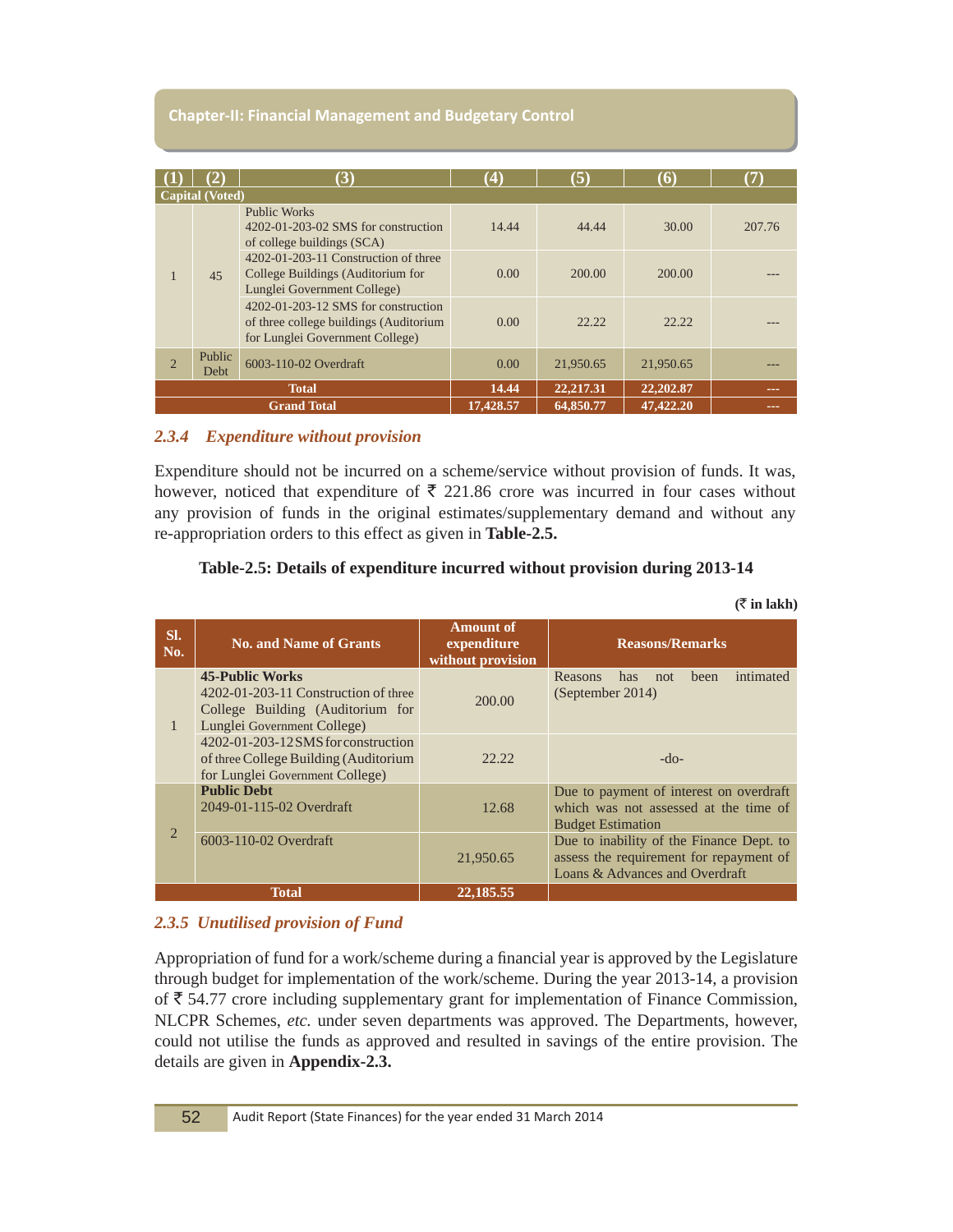| (1) | (2) | (3) | (4) | (5) | (6) | (7) |
|---|---|---|---|---|---|---|
| Capital (Voted) | | | | | | |
| 1 | 45 | Public Works 4202-01-203-02 SMS for construction of college buildings (SCA) | 14.44 | 44.44 | 30.00 | 207.76 |
| | | 4202-01-203-11 Construction of three College Buildings (Auditorium for Lunglei Government College) | 0.00 | 200.00 | 200.00 | --- |
| | | 4202-01-203-12 SMS for construction of three college buildings (Auditorium for Lunglei Government College) | 0.00 | 22.22 | 22.22 | --- |
| 2 | Public Debt | 6003-110-02 Overdraft | 0.00 | 21,950.65 | 21,950.65 | --- |
| **Total** | | | **14.44** | **22,217.31** | **22,202.87** | --- |
| **Grand Total** | | | **17,428.57** | **64,850.77** | **47,422.20** | --- |

### *2.3.4 Expenditure without provision*

Expenditure should not be incurred on a scheme/service without provision of funds. It was, however, noticed that expenditure of ₹ 221.86 crore was incurred in four cases without any provision of funds in the original estimates/supplementary demand and without any re-appropriation orders to this effect as given in **Table-2.5.**

**Table-2.5: Details of expenditure incurred without provision during 2013-14**

**(₹ in lakh)**

| Sl. No. | No. and Name of Grants | Amount of expenditure without provision | Reasons/Remarks |
|---|---|---|---|
| 1 | **45-Public Works** 4202-01-203-11 Construction of three College Building (Auditorium for Lunglei Government College) | 200.00 | Reasons has not been intimated (September 2014) |
| | 4202-01-203-12 SMS for construction of three College Building (Auditorium for Lunglei Government College) | 22.22 | -do- |
| 2 | **Public Debt** 2049-01-115-02 Overdraft | 12.68 | Due to payment of interest on overdraft which was not assessed at the time of Budget Estimation |
| | 6003-110-02 Overdraft | 21,950.65 | Due to inability of the Finance Dept. to assess the requirement for repayment of Loans & Advances and Overdraft |
| **Total** | | **22,185.55** | |

### *2.3.5 Unutilised provision of Fund*

Appropriation of fund for a work/scheme during a financial year is approved by the Legislature through budget for implementation of the work/scheme. During the year 2013-14, a provision of ₹ 54.77 crore including supplementary grant for implementation of Finance Commission, NLCPR Schemes, *etc.* under seven departments was approved. The Departments, however, could not utilise the funds as approved and resulted in savings of the entire provision. The details are given in **Appendix-2.3.**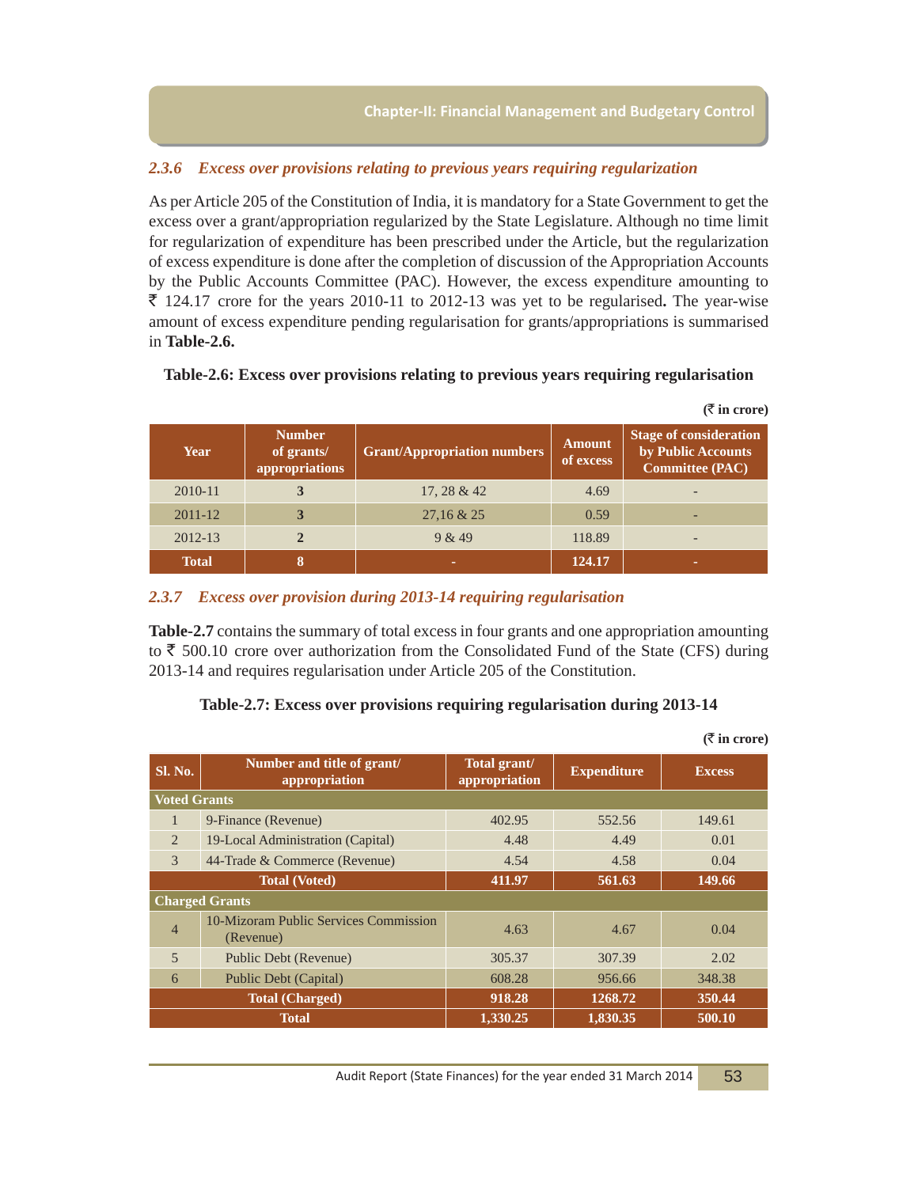### 2.3.6 *Excess over provisions relating to previous years requiring regularization*

As per Article 205 of the Constitution of India, it is mandatory for a State Government to get the excess over a grant/appropriation regularized by the State Legislature. Although no time limit for regularization of expenditure has been prescribed under the Article, but the regularization of excess expenditure is done after the completion of discussion of the Appropriation Accounts by the Public Accounts Committee (PAC). However, the excess expenditure amounting to ₹ 124.17 crore for the years 2010-11 to 2012-13 was yet to be regularised**.** The year-wise amount of excess expenditure pending regularisation for grants/appropriations is summarised in **Table-2.6.**

**Table-2.6: Excess over provisions relating to previous years requiring regularisation**

**(₹ in crore)**

| Year | Number of grants/ appropriations | Grant/Appropriation numbers | Amount of excess | Stage of consideration by Public Accounts Committee (PAC) |
|---|---|---|---|---|
| 2010-11 | **3** | 17, 28 & 42 | 4.69 | - |
| 2011-12 | **3** | 27,16 & 25 | 0.59 | - |
| 2012-13 | **2** | 9 & 49 | 118.89 | - |
| **Total** | **8** | - | **124.17** | - |

### 2.3.7 *Excess over provision during 2013-14 requiring regularisation*

**Table-2.7** contains the summary of total excess in four grants and one appropriation amounting to ₹ 500.10 crore over authorization from the Consolidated Fund of the State (CFS) during 2013-14 and requires regularisation under Article 205 of the Constitution.

**Table-2.7: Excess over provisions requiring regularisation during 2013-14**

**(₹ in crore)**

| Sl. No. | Number and title of grant/ appropriation | Total grant/ appropriation | Expenditure | Excess |
|---|---|---|---|---|
| **Voted Grants** | | | | |
| 1 | 9-Finance (Revenue) | 402.95 | 552.56 | 149.61 |
| 2 | 19-Local Administration (Capital) | 4.48 | 4.49 | 0.01 |
| 3 | 44-Trade & Commerce (Revenue) | 4.54 | 4.58 | 0.04 |
| | **Total (Voted)** | **411.97** | **561.63** | **149.66** |
| **Charged Grants** | | | | |
| 4 | 10-Mizoram Public Services Commission (Revenue) | 4.63 | 4.67 | 0.04 |
| 5 | Public Debt (Revenue) | 305.37 | 307.39 | 2.02 |
| 6 | Public Debt (Capital) | 608.28 | 956.66 | 348.38 |
| | **Total (Charged)** | **918.28** | **1268.72** | **350.44** |
| | **Total** | **1,330.25** | **1,830.35** | **500.10** |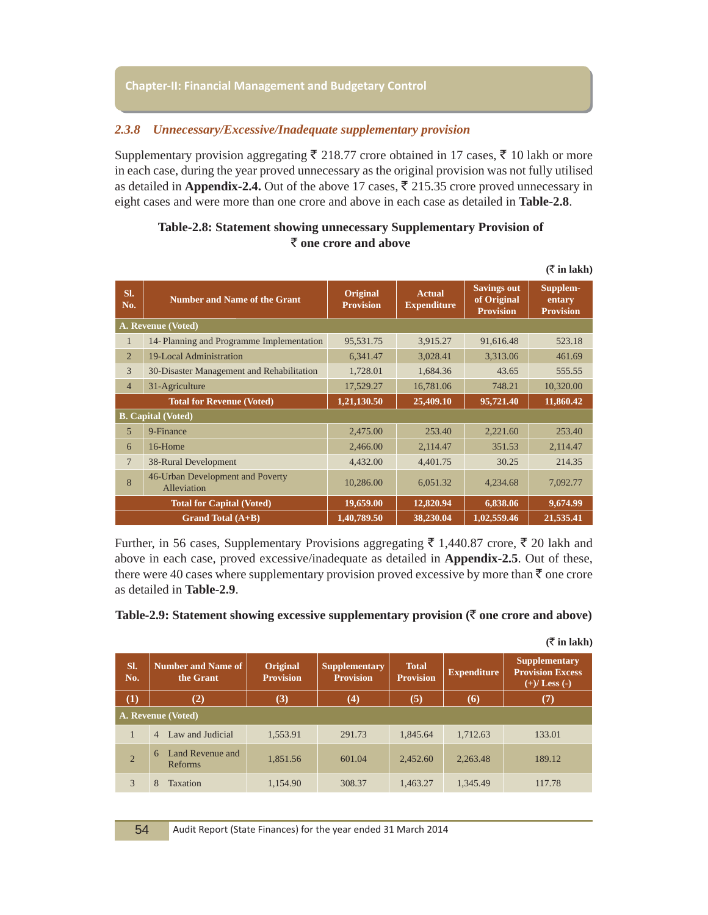### 2.3.8 *Unnecessary/Excessive/Inadequate supplementary provision*

Supplementary provision aggregating ₹ 218.77 crore obtained in 17 cases, ₹ 10 lakh or more in each case, during the year proved unnecessary as the original provision was not fully utilised as detailed in **Appendix-2.4.** Out of the above 17 cases, ₹ 215.35 crore proved unnecessary in eight cases and were more than one crore and above in each case as detailed in **Table-2.8**.

**Table-2.8: Statement showing unnecessary Supplementary Provision of ₹ one crore and above**

**(₹ in lakh)**

| Sl. No. | Number and Name of the Grant | Original Provision | Actual Expenditure | Savings out of Original Provision | Supplementary Provision |
|---|---|---|---|---|---|
| **A. Revenue (Voted)** | | | | | |
| 1 | 14- Planning and Programme Implementation | 95,531.75 | 3,915.27 | 91,616.48 | 523.18 |
| 2 | 19-Local Administration | 6,341.47 | 3,028.41 | 3,313.06 | 461.69 |
| 3 | 30-Disaster Management and Rehabilitation | 1,728.01 | 1,684.36 | 43.65 | 555.55 |
| 4 | 31-Agriculture | 17,529.27 | 16,781.06 | 748.21 | 10,320.00 |
| | **Total for Revenue (Voted)** | **1,21,130.50** | **25,409.10** | **95,721.40** | **11,860.42** |
| **B. Capital (Voted)** | | | | | |
| 5 | 9-Finance | 2,475.00 | 253.40 | 2,221.60 | 253.40 |
| 6 | 16-Home | 2,466.00 | 2,114.47 | 351.53 | 2,114.47 |
| 7 | 38-Rural Development | 4,432.00 | 4,401.75 | 30.25 | 214.35 |
| 8 | 46-Urban Development and Poverty Alleviation | 10,286.00 | 6,051.32 | 4,234.68 | 7,092.77 |
| | **Total for Capital (Voted)** | **19,659.00** | **12,820.94** | **6,838.06** | **9,674.99** |
| | **Grand Total (A+B)** | **1,40,789.50** | **38,230.04** | **1,02,559.46** | **21,535.41** |

Further, in 56 cases, Supplementary Provisions aggregating ₹ 1,440.87 crore, ₹ 20 lakh and above in each case, proved excessive/inadequate as detailed in **Appendix-2.5**. Out of these, there were 40 cases where supplementary provision proved excessive by more than ₹ one crore as detailed in **Table-2.9**.

**Table-2.9: Statement showing excessive supplementary provision (₹ one crore and above)**

**(₹ in lakh)**

| Sl. No. | Number and Name of the Grant | Original Provision | Supplementary Provision | Total Provision | Expenditure | Supplementary Provision Excess (+)/ Less (-) |
|---|---|---|---|---|---|---|
| **(1)** | **(2)** | **(3)** | **(4)** | **(5)** | **(6)** | **(7)** |
| **A. Revenue (Voted)** | | | | | | |
| 1 | 4 Law and Judicial | 1,553.91 | 291.73 | 1,845.64 | 1,712.63 | 133.01 |
| 2 | 6 Land Revenue and Reforms | 1,851.56 | 601.04 | 2,452.60 | 2,263.48 | 189.12 |
| 3 | 8 Taxation | 1,154.90 | 308.37 | 1,463.27 | 1,345.49 | 117.78 |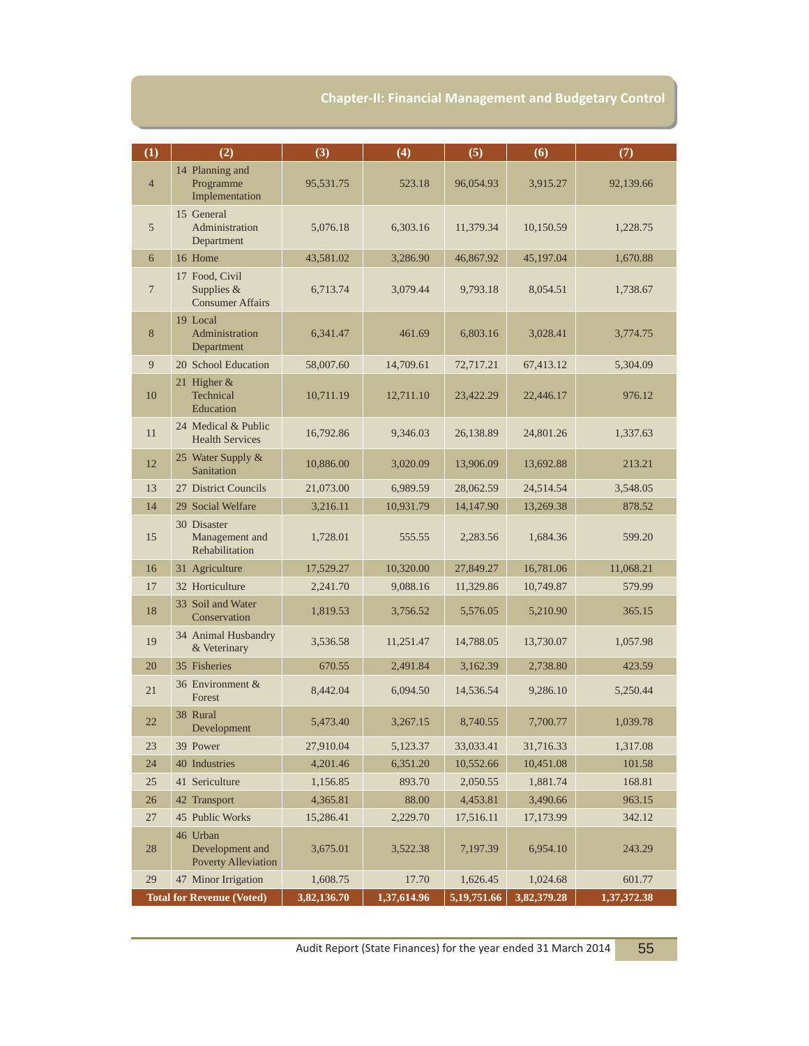| (1) | (2) | (3) | (4) | (5) | (6) | (7) |
|---|---|---|---|---|---|---|
| 4 | 14 Planning and Programme Implementation | 95,531.75 | 523.18 | 96,054.93 | 3,915.27 | 92,139.66 |
| 5 | 15 General Administration Department | 5,076.18 | 6,303.16 | 11,379.34 | 10,150.59 | 1,228.75 |
| 6 | 16 Home | 43,581.02 | 3,286.90 | 46,867.92 | 45,197.04 | 1,670.88 |
| 7 | 17 Food, Civil Supplies & Consumer Affairs | 6,713.74 | 3,079.44 | 9,793.18 | 8,054.51 | 1,738.67 |
| 8 | 19 Local Administration Department | 6,341.47 | 461.69 | 6,803.16 | 3,028.41 | 3,774.75 |
| 9 | 20 School Education | 58,007.60 | 14,709.61 | 72,717.21 | 67,413.12 | 5,304.09 |
| 10 | 21 Higher & Technical Education | 10,711.19 | 12,711.10 | 23,422.29 | 22,446.17 | 976.12 |
| 11 | 24 Medical & Public Health Services | 16,792.86 | 9,346.03 | 26,138.89 | 24,801.26 | 1,337.63 |
| 12 | 25 Water Supply & Sanitation | 10,886.00 | 3,020.09 | 13,906.09 | 13,692.88 | 213.21 |
| 13 | 27 District Councils | 21,073.00 | 6,989.59 | 28,062.59 | 24,514.54 | 3,548.05 |
| 14 | 29 Social Welfare | 3,216.11 | 10,931.79 | 14,147.90 | 13,269.38 | 878.52 |
| 15 | 30 Disaster Management and Rehabilitation | 1,728.01 | 555.55 | 2,283.56 | 1,684.36 | 599.20 |
| 16 | 31 Agriculture | 17,529.27 | 10,320.00 | 27,849.27 | 16,781.06 | 11,068.21 |
| 17 | 32 Horticulture | 2,241.70 | 9,088.16 | 11,329.86 | 10,749.87 | 579.99 |
| 18 | 33 Soil and Water Conservation | 1,819.53 | 3,756.52 | 5,576.05 | 5,210.90 | 365.15 |
| 19 | 34 Animal Husbandry & Veterinary | 3,536.58 | 11,251.47 | 14,788.05 | 13,730.07 | 1,057.98 |
| 20 | 35 Fisheries | 670.55 | 2,491.84 | 3,162.39 | 2,738.80 | 423.59 |
| 21 | 36 Environment & Forest | 8,442.04 | 6,094.50 | 14,536.54 | 9,286.10 | 5,250.44 |
| 22 | 38 Rural Development | 5,473.40 | 3,267.15 | 8,740.55 | 7,700.77 | 1,039.78 |
| 23 | 39 Power | 27,910.04 | 5,123.37 | 33,033.41 | 31,716.33 | 1,317.08 |
| 24 | 40 Industries | 4,201.46 | 6,351.20 | 10,552.66 | 10,451.08 | 101.58 |
| 25 | 41 Sericulture | 1,156.85 | 893.70 | 2,050.55 | 1,881.74 | 168.81 |
| 26 | 42 Transport | 4,365.81 | 88.00 | 4,453.81 | 3,490.66 | 963.15 |
| 27 | 45 Public Works | 15,286.41 | 2,229.70 | 17,516.11 | 17,173.99 | 342.12 |
| 28 | 46 Urban Development and Poverty Alleviation | 3,675.01 | 3,522.38 | 7,197.39 | 6,954.10 | 243.29 |
| 29 | 47 Minor Irrigation | 1,608.75 | 17.70 | 1,626.45 | 1,024.68 | 601.77 |
| **Total for Revenue (Voted)** | | **3,82,136.70** | **1,37,614.96** | **5,19,751.66** | **3,82,379.28** | **1,37,372.38** |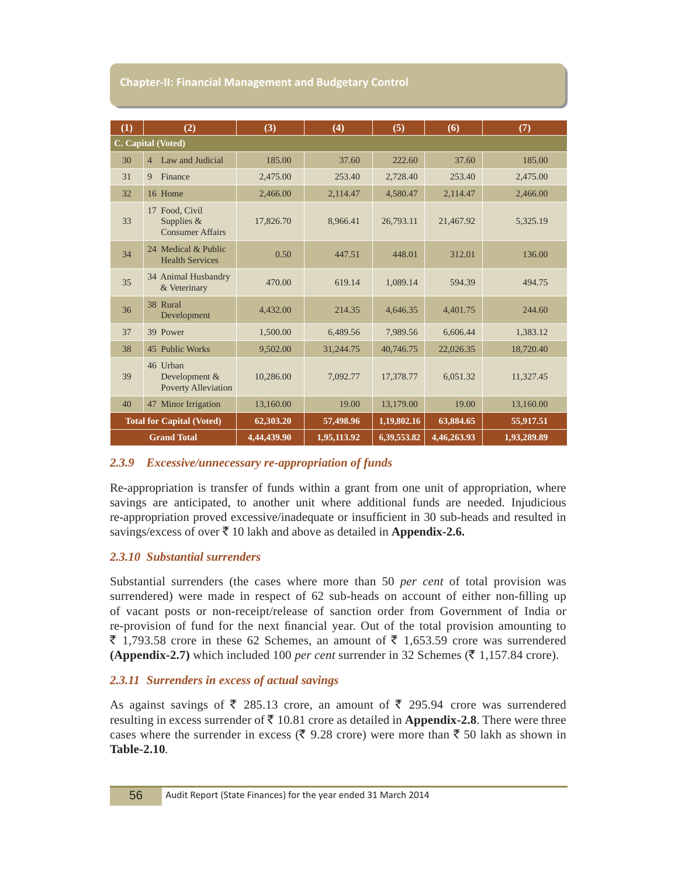| (1) | (2) | (3) | (4) | (5) | (6) | (7) |
|---|---|---|---|---|---|---|
| **C. Capital (Voted)** | | | | | | |
| 30 | 4 Law and Judicial | 185.00 | 37.60 | 222.60 | 37.60 | 185.00 |
| 31 | 9 Finance | 2,475.00 | 253.40 | 2,728.40 | 253.40 | 2,475.00 |
| 32 | 16 Home | 2,466.00 | 2,114.47 | 4,580.47 | 2,114.47 | 2,466.00 |
| 33 | 17 Food, Civil Supplies & Consumer Affairs | 17,826.70 | 8,966.41 | 26,793.11 | 21,467.92 | 5,325.19 |
| 34 | 24 Medical & Public Health Services | 0.50 | 447.51 | 448.01 | 312.01 | 136.00 |
| 35 | 34 Animal Husbandry & Veterinary | 470.00 | 619.14 | 1,089.14 | 594.39 | 494.75 |
| 36 | 38 Rural Development | 4,432.00 | 214.35 | 4,646.35 | 4,401.75 | 244.60 |
| 37 | 39 Power | 1,500.00 | 6,489.56 | 7,989.56 | 6,606.44 | 1,383.12 |
| 38 | 45 Public Works | 9,502.00 | 31,244.75 | 40,746.75 | 22,026.35 | 18,720.40 |
| 39 | 46 Urban Development & Poverty Alleviation | 10,286.00 | 7,092.77 | 17,378.77 | 6,051.32 | 11,327.45 |
| 40 | 47 Minor Irrigation | 13,160.00 | 19.00 | 13,179.00 | 19.00 | 13,160.00 |
| **Total for Capital (Voted)** | | **62,303.20** | **57,498.96** | **1,19,802.16** | **63,884.65** | **55,917.51** |
| **Grand Total** | | **4,44,439.90** | **1,95,113.92** | **6,39,553.82** | **4,46,263.93** | **1,93,289.89** |

### *2.3.9 Excessive/unnecessary re-appropriation of funds*

Re-appropriation is transfer of funds within a grant from one unit of appropriation, where savings are anticipated, to another unit where additional funds are needed. Injudicious re-appropriation proved excessive/inadequate or insufficient in 30 sub-heads and resulted in savings/excess of over ₹ 10 lakh and above as detailed in **Appendix-2.6.**

### *2.3.10 Substantial surrenders*

Substantial surrenders (the cases where more than 50 *per cent* of total provision was surrendered) were made in respect of 62 sub-heads on account of either non-filling up of vacant posts or non-receipt/release of sanction order from Government of India or re-provision of fund for the next financial year. Out of the total provision amounting to ₹ 1,793.58 crore in these 62 Schemes, an amount of ₹ 1,653.59 crore was surrendered **(Appendix-2.7)** which included 100 *per cent* surrender in 32 Schemes (₹ 1,157.84 crore).

### *2.3.11 Surrenders in excess of actual savings*

As against savings of ₹ 285.13 crore, an amount of ₹ 295.94 crore was surrendered resulting in excess surrender of ₹ 10.81 crore as detailed in **Appendix-2.8**. There were three cases where the surrender in excess (₹ 9.28 crore) were more than ₹ 50 lakh as shown in **Table-2.10**.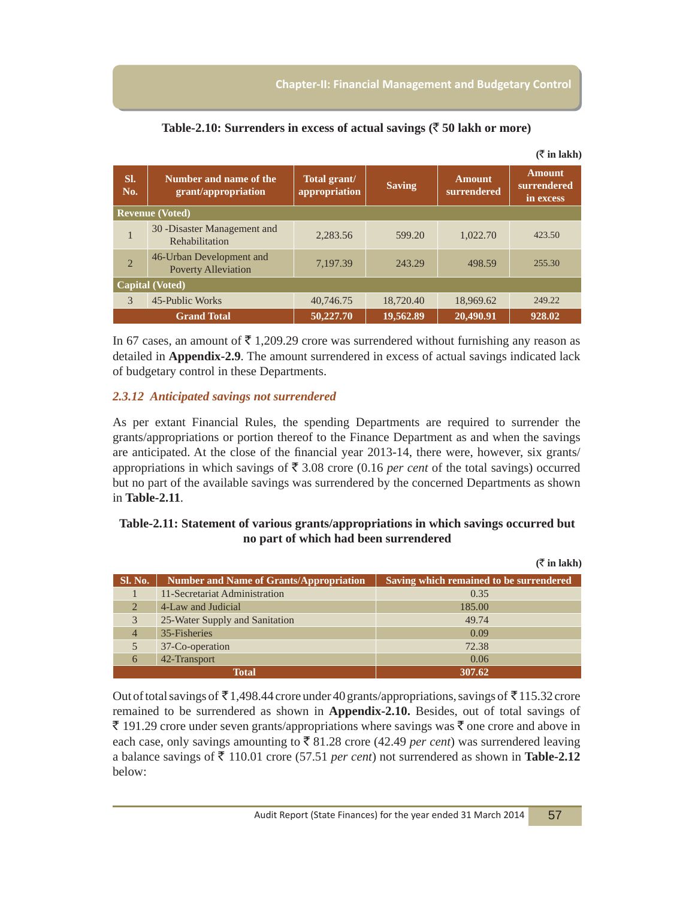**Table-2.10: Surrenders in excess of actual savings (₹ 50 lakh or more)**

(₹ in lakh)

| Sl. No. | Number and name of the grant/appropriation | Total grant/ appropriation | Saving | Amount surrendered | Amount surrendered in excess |
|---|---|---|---|---|---|
| **Revenue (Voted)** | | | | | |
| 1 | 30 -Disaster Management and Rehabilitation | 2,283.56 | 599.20 | 1,022.70 | 423.50 |
| 2 | 46-Urban Development and Poverty Alleviation | 7,197.39 | 243.29 | 498.59 | 255.30 |
| **Capital (Voted)** | | | | | |
| 3 | 45-Public Works | 40,746.75 | 18,720.40 | 18,969.62 | 249.22 |
| | **Grand Total** | **50,227.70** | **19,562.89** | **20,490.91** | **928.02** |

In 67 cases, an amount of ₹ 1,209.29 crore was surrendered without furnishing any reason as detailed in **Appendix-2.9**. The amount surrendered in excess of actual savings indicated lack of budgetary control in these Departments.

### *2.3.12 Anticipated savings not surrendered*

As per extant Financial Rules, the spending Departments are required to surrender the grants/appropriations or portion thereof to the Finance Department as and when the savings are anticipated. At the close of the financial year 2013-14, there were, however, six grants/ appropriations in which savings of ₹ 3.08 crore (0.16 *per cent* of the total savings) occurred but no part of the available savings was surrendered by the concerned Departments as shown in **Table-2.11**.

**Table-2.11: Statement of various grants/appropriations in which savings occurred but no part of which had been surrendered**

(₹ in lakh)

| Sl. No. | Number and Name of Grants/Appropriation | Saving which remained to be surrendered |
|---|---|---|
| 1 | 11-Secretariat Administration | 0.35 |
| 2 | 4-Law and Judicial | 185.00 |
| 3 | 25-Water Supply and Sanitation | 49.74 |
| 4 | 35-Fisheries | 0.09 |
| 5 | 37-Co-operation | 72.38 |
| 6 | 42-Transport | 0.06 |
| | **Total** | **307.62** |

Out of total savings of ₹ 1,498.44 crore under 40 grants/appropriations, savings of ₹ 115.32 crore remained to be surrendered as shown in **Appendix-2.10.** Besides, out of total savings of ₹ 191.29 crore under seven grants/appropriations where savings was ₹ one crore and above in each case, only savings amounting to ₹ 81.28 crore (42.49 *per cent*) was surrendered leaving a balance savings of ₹ 110.01 crore (57.51 *per cent*) not surrendered as shown in **Table-2.12** below: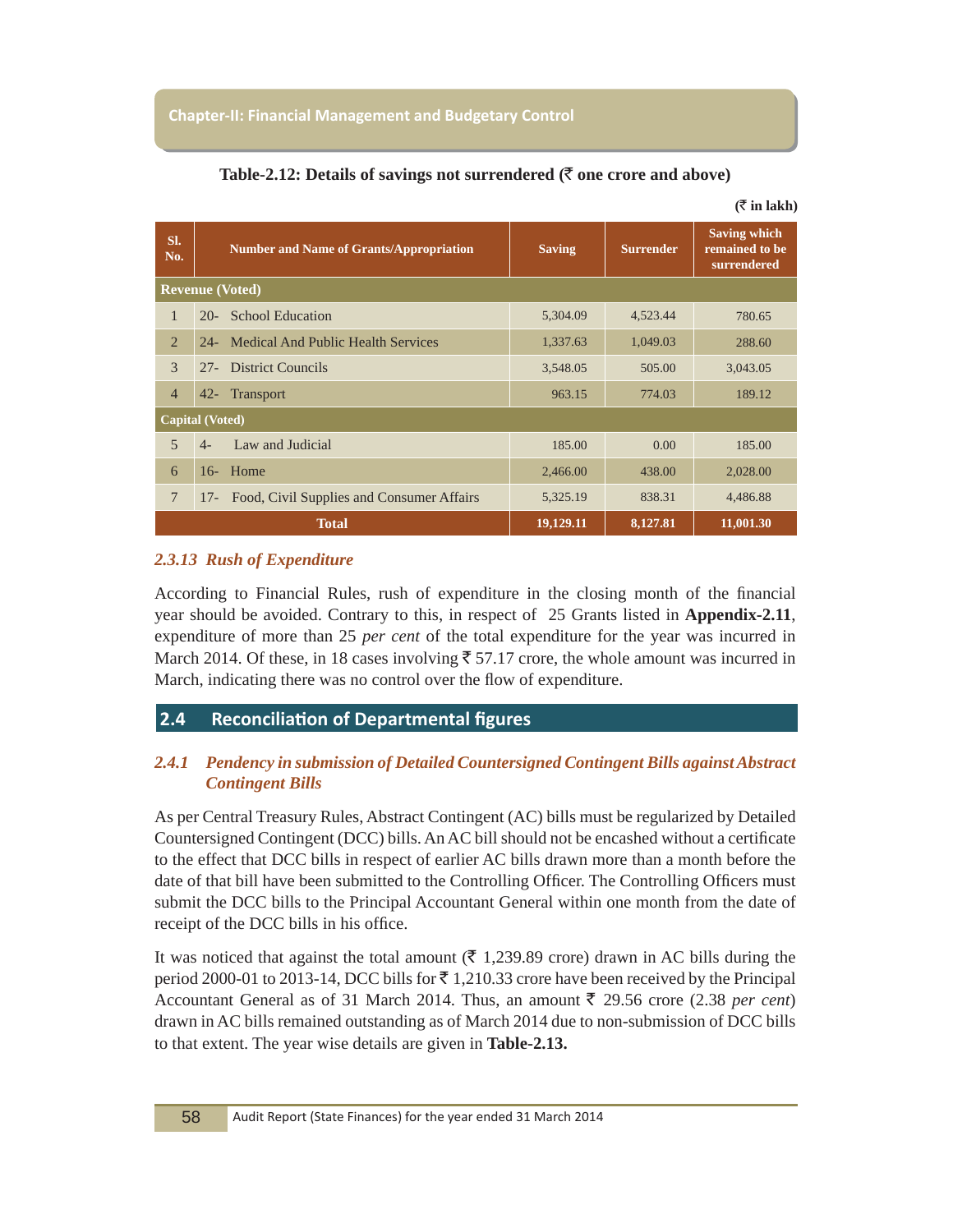**Table-2.12: Details of savings not surrendered (₹ one crore and above)**

(₹ in lakh)

| Sl. No. | Number and Name of Grants/Appropriation | Saving | Surrender | Saving which remained to be surrendered |
|---|---|---|---|---|
| **Revenue (Voted)** | | | | |
| 1 | 20- School Education | 5,304.09 | 4,523.44 | 780.65 |
| 2 | 24- Medical And Public Health Services | 1,337.63 | 1,049.03 | 288.60 |
| 3 | 27- District Councils | 3,548.05 | 505.00 | 3,043.05 |
| 4 | 42- Transport | 963.15 | 774.03 | 189.12 |
| **Capital (Voted)** | | | | |
| 5 | 4- Law and Judicial | 185.00 | 0.00 | 185.00 |
| 6 | 16- Home | 2,466.00 | 438.00 | 2,028.00 |
| 7 | 17- Food, Civil Supplies and Consumer Affairs | 5,325.19 | 838.31 | 4,486.88 |
| **Total** | | **19,129.11** | **8,127.81** | **11,001.30** |

### *2.3.13 Rush of Expenditure*

According to Financial Rules, rush of expenditure in the closing month of the financial year should be avoided. Contrary to this, in respect of 25 Grants listed in **Appendix-2.11**, expenditure of more than 25 *per cent* of the total expenditure for the year was incurred in March 2014. Of these, in 18 cases involving ₹ 57.17 crore, the whole amount was incurred in March, indicating there was no control over the flow of expenditure.

## 2.4 Reconciliation of Departmental figures

### *2.4.1 Pendency in submission of Detailed Countersigned Contingent Bills against Abstract Contingent Bills*

As per Central Treasury Rules, Abstract Contingent (AC) bills must be regularized by Detailed Countersigned Contingent (DCC) bills. An AC bill should not be encashed without a certificate to the effect that DCC bills in respect of earlier AC bills drawn more than a month before the date of that bill have been submitted to the Controlling Officer. The Controlling Officers must submit the DCC bills to the Principal Accountant General within one month from the date of receipt of the DCC bills in his office.

It was noticed that against the total amount (₹ 1,239.89 crore) drawn in AC bills during the period 2000-01 to 2013-14, DCC bills for ₹ 1,210.33 crore have been received by the Principal Accountant General as of 31 March 2014. Thus, an amount ₹ 29.56 crore (2.38 *per cent*) drawn in AC bills remained outstanding as of March 2014 due to non-submission of DCC bills to that extent. The year wise details are given in **Table-2.13.**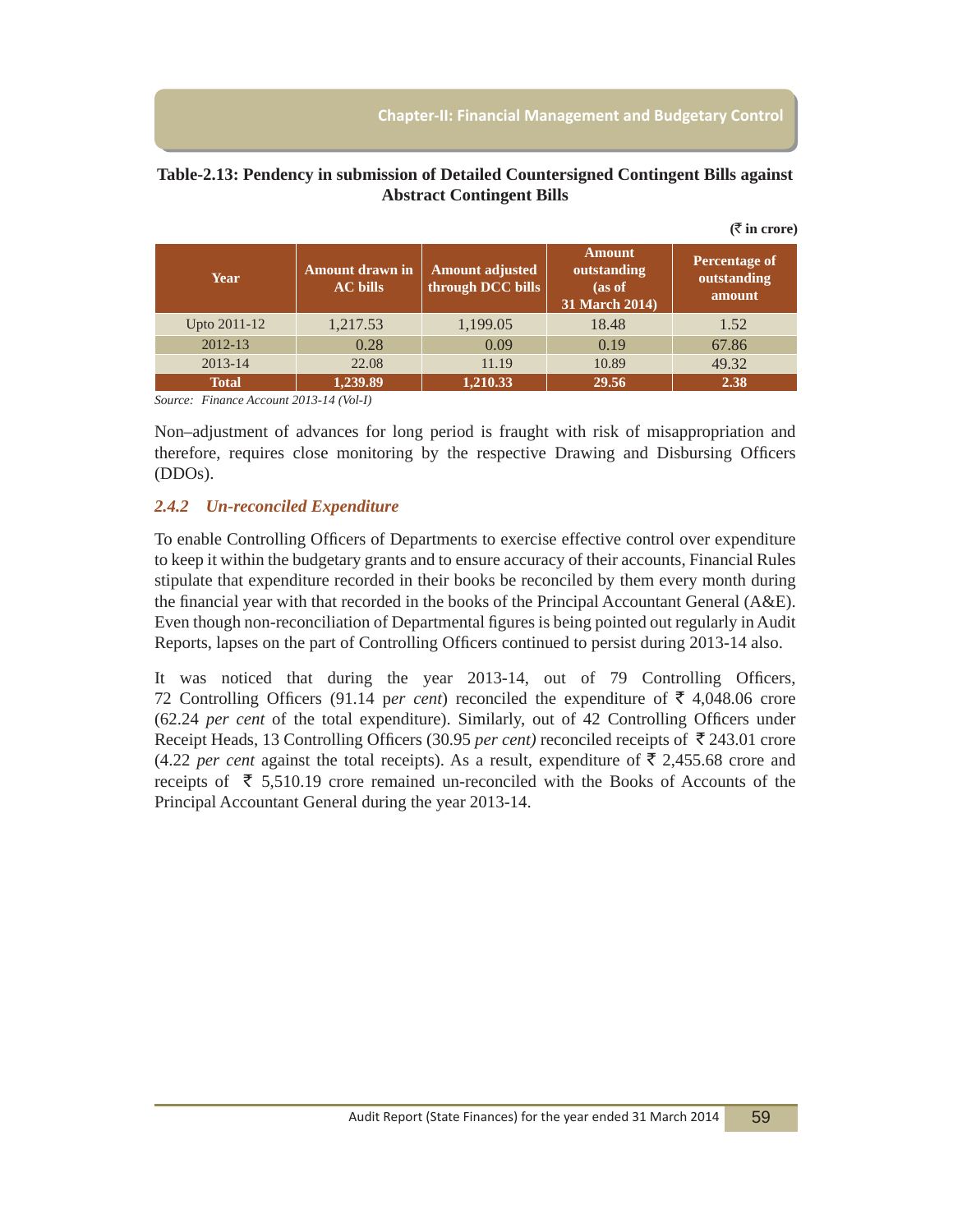**Table-2.13: Pendency in submission of Detailed Countersigned Contingent Bills against Abstract Contingent Bills**

(₹ in crore)

| Year | Amount drawn in AC bills | Amount adjusted through DCC bills | Amount outstanding (as of 31 March 2014) | Percentage of outstanding amount |
|---|---|---|---|---|
| Upto 2011-12 | 1,217.53 | 1,199.05 | 18.48 | 1.52 |
| 2012-13 | 0.28 | 0.09 | 0.19 | 67.86 |
| 2013-14 | 22.08 | 11.19 | 10.89 | 49.32 |
| **Total** | **1,239.89** | **1,210.33** | **29.56** | **2.38** |

*Source: Finance Account 2013-14 (Vol-I)*

Non–adjustment of advances for long period is fraught with risk of misappropriation and therefore, requires close monitoring by the respective Drawing and Disbursing Officers (DDOs).

### *2.4.2 Un-reconciled Expenditure*

To enable Controlling Officers of Departments to exercise effective control over expenditure to keep it within the budgetary grants and to ensure accuracy of their accounts, Financial Rules stipulate that expenditure recorded in their books be reconciled by them every month during the financial year with that recorded in the books of the Principal Accountant General (A&E). Even though non-reconciliation of Departmental figures is being pointed out regularly in Audit Reports, lapses on the part of Controlling Officers continued to persist during 2013-14 also.

It was noticed that during the year 2013-14, out of 79 Controlling Officers, 72 Controlling Officers (91.14 *per cent*) reconciled the expenditure of ₹ 4,048.06 crore (62.24 *per cent* of the total expenditure). Similarly, out of 42 Controlling Officers under Receipt Heads, 13 Controlling Officers (30.95 *per cent)* reconciled receipts of ₹ 243.01 crore (4.22 *per cent* against the total receipts). As a result, expenditure of ₹ 2,455.68 crore and receipts of ₹ 5,510.19 crore remained un-reconciled with the Books of Accounts of the Principal Accountant General during the year 2013-14.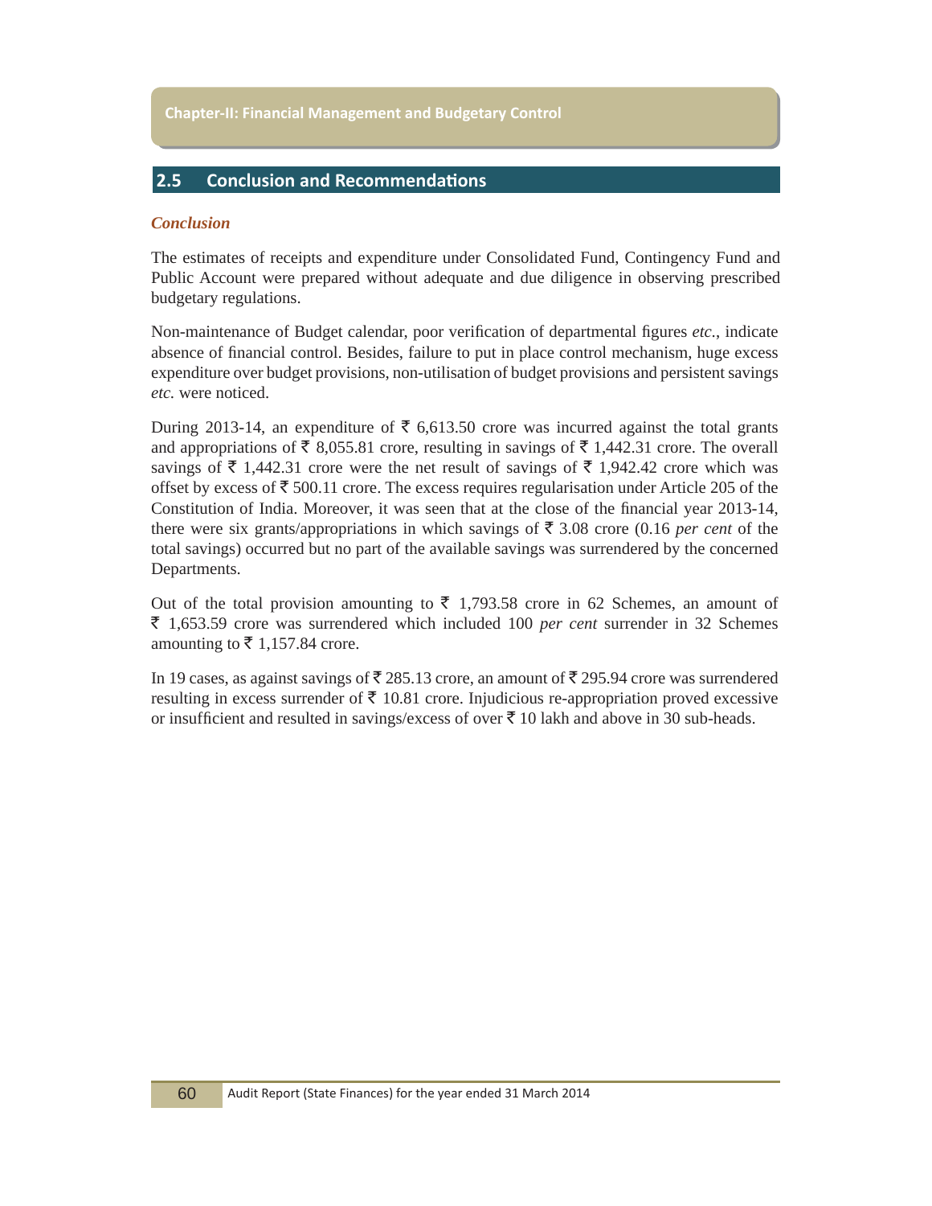## 2.5 Conclusion and Recommendations

### *Conclusion*

The estimates of receipts and expenditure under Consolidated Fund, Contingency Fund and Public Account were prepared without adequate and due diligence in observing prescribed budgetary regulations.

Non-maintenance of Budget calendar, poor verification of departmental figures *etc.*, indicate absence of financial control. Besides, failure to put in place control mechanism, huge excess expenditure over budget provisions, non-utilisation of budget provisions and persistent savings *etc.* were noticed.

During 2013-14, an expenditure of ₹ 6,613.50 crore was incurred against the total grants and appropriations of ₹ 8,055.81 crore, resulting in savings of ₹ 1,442.31 crore. The overall savings of ₹ 1,442.31 crore were the net result of savings of ₹ 1,942.42 crore which was offset by excess of ₹ 500.11 crore. The excess requires regularisation under Article 205 of the Constitution of India. Moreover, it was seen that at the close of the financial year 2013-14, there were six grants/appropriations in which savings of ₹ 3.08 crore (0.16 *per cent* of the total savings) occurred but no part of the available savings was surrendered by the concerned Departments.

Out of the total provision amounting to ₹ 1,793.58 crore in 62 Schemes, an amount of ₹ 1,653.59 crore was surrendered which included 100 *per cent* surrender in 32 Schemes amounting to ₹ 1,157.84 crore.

In 19 cases, as against savings of ₹ 285.13 crore, an amount of ₹ 295.94 crore was surrendered resulting in excess surrender of ₹ 10.81 crore. Injudicious re-appropriation proved excessive or insufficient and resulted in savings/excess of over ₹ 10 lakh and above in 30 sub-heads.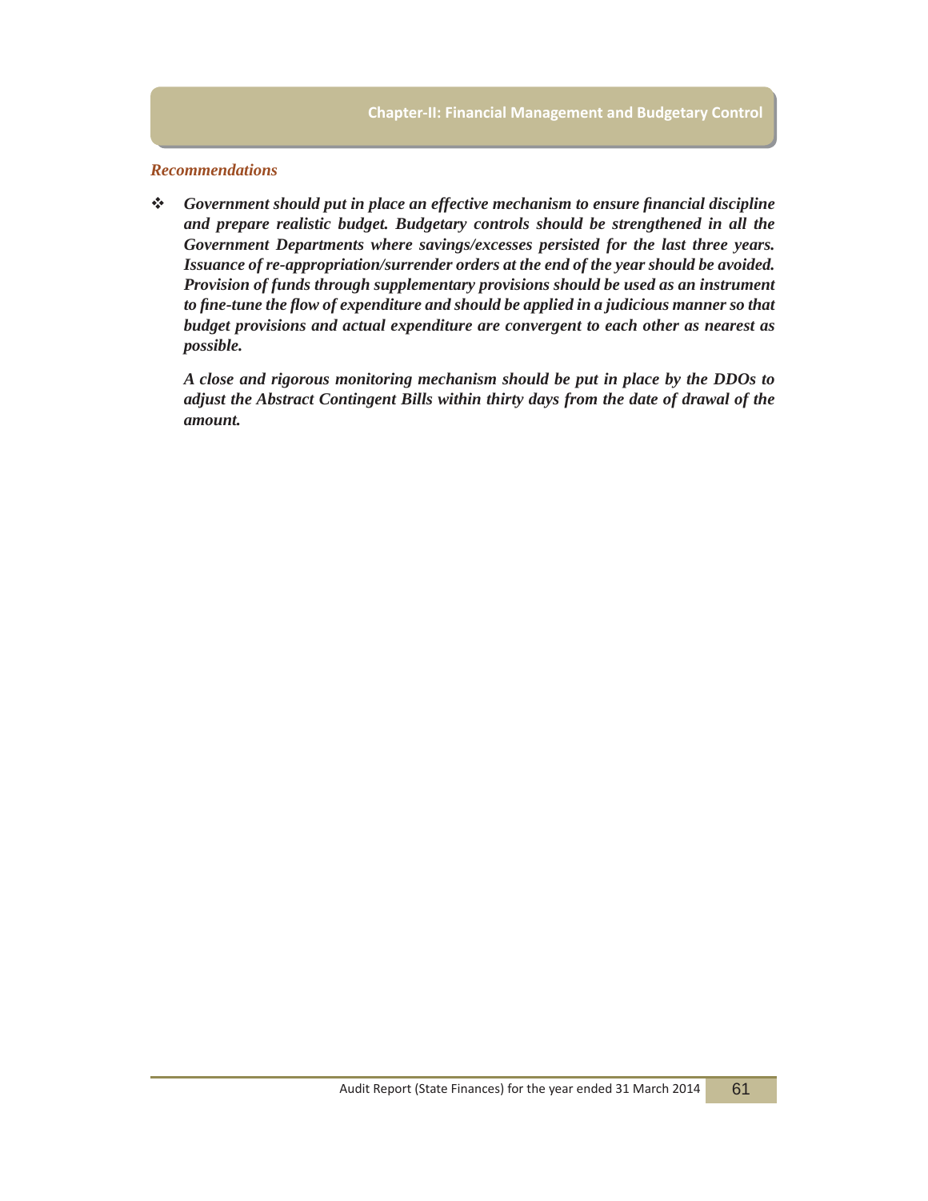*Recommendations*

- ***Government should put in place an effective mechanism to ensure financial discipline and prepare realistic budget. Budgetary controls should be strengthened in all the Government Departments where savings/excesses persisted for the last three years. Issuance of re-appropriation/surrender orders at the end of the year should be avoided. Provision of funds through supplementary provisions should be used as an instrument to fine-tune the flow of expenditure and should be applied in a judicious manner so that budget provisions and actual expenditure are convergent to each other as nearest as possible.***

  ***A close and rigorous monitoring mechanism should be put in place by the DDOs to adjust the Abstract Contingent Bills within thirty days from the date of drawal of the amount.***